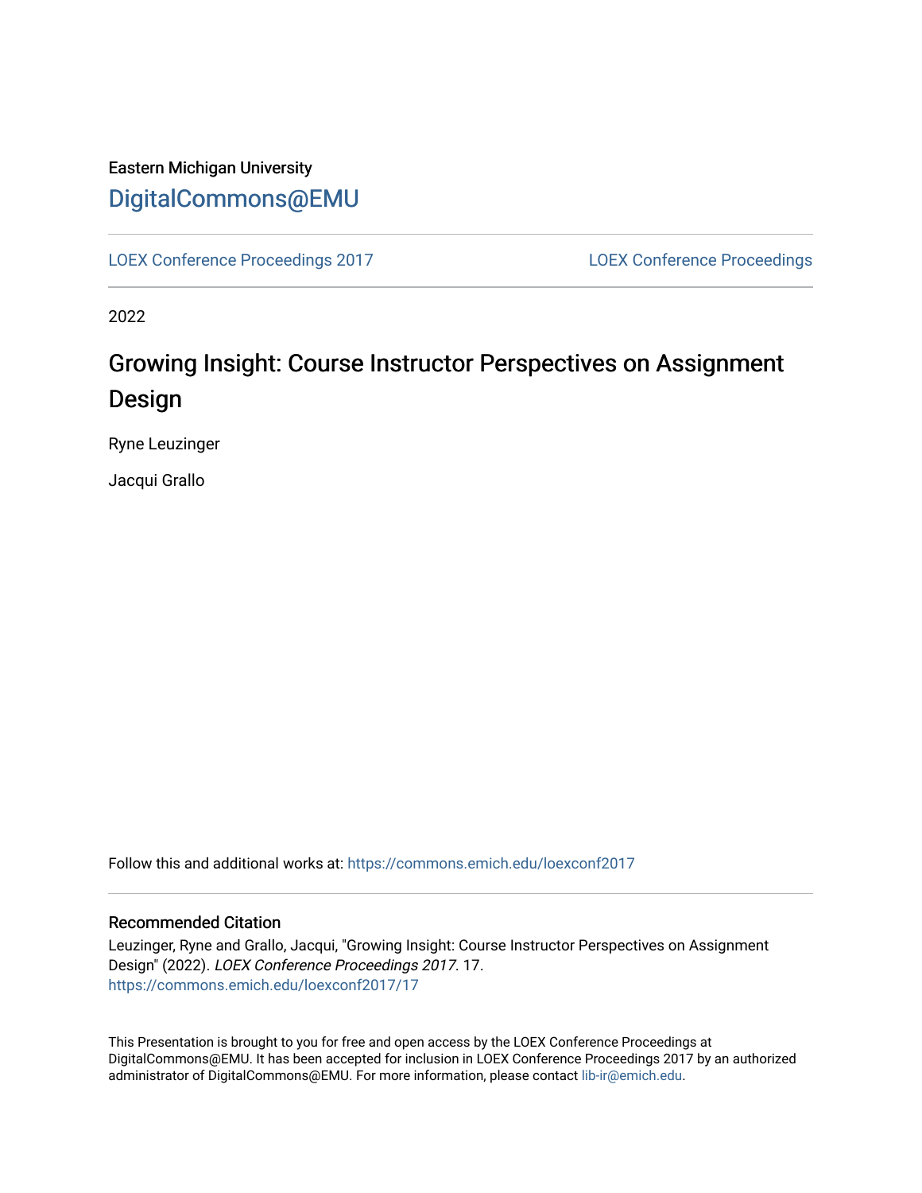Eastern Michigan University

DigitalCommons@EMU

LOEX Conference Proceedings 2017 | LOEX Conference Proceedings

2022

# Growing Insight: Course Instructor Perspectives on Assignment Design

Ryne Leuzinger

Jacqui Grallo

Follow this and additional works at: https://commons.emich.edu/loexconf2017

## Recommended Citation

Leuzinger, Ryne and Grallo, Jacqui, "Growing Insight: Course Instructor Perspectives on Assignment Design" (2022). *LOEX Conference Proceedings 2017*. 17.
https://commons.emich.edu/loexconf2017/17

This Presentation is brought to you for free and open access by the LOEX Conference Proceedings at DigitalCommons@EMU. It has been accepted for inclusion in LOEX Conference Proceedings 2017 by an authorized administrator of DigitalCommons@EMU. For more information, please contact lib-ir@emich.edu.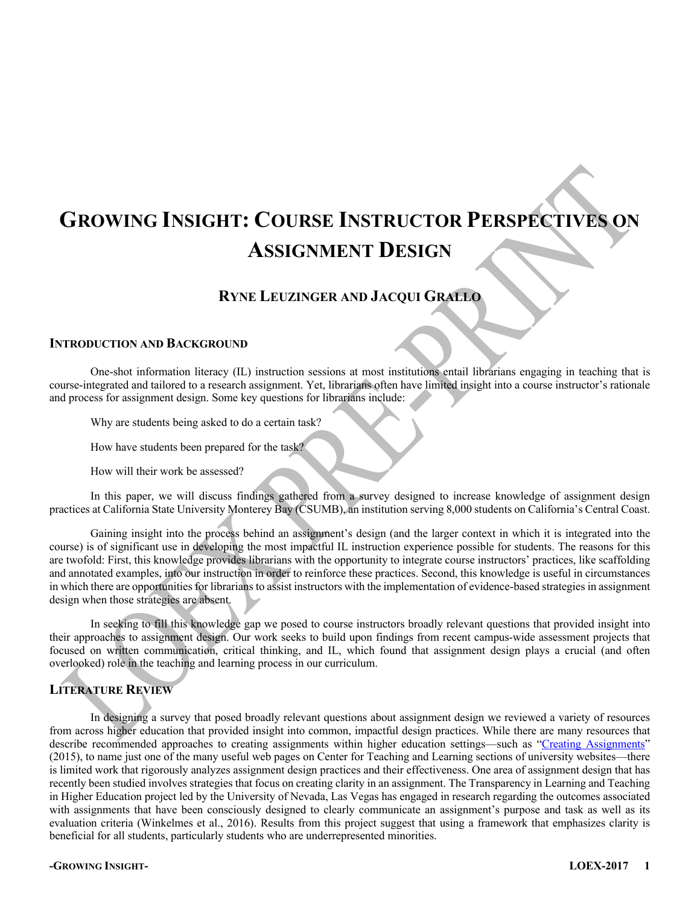# GROWING INSIGHT: COURSE INSTRUCTOR PERSPECTIVES ON ASSIGNMENT DESIGN

## RYNE LEUZINGER AND JACQUI GRALLO

### INTRODUCTION AND BACKGROUND

One-shot information literacy (IL) instruction sessions at most institutions entail librarians engaging in teaching that is course-integrated and tailored to a research assignment. Yet, librarians often have limited insight into a course instructor's rationale and process for assignment design. Some key questions for librarians include:

Why are students being asked to do a certain task?

How have students been prepared for the task?

How will their work be assessed?

In this paper, we will discuss findings gathered from a survey designed to increase knowledge of assignment design practices at California State University Monterey Bay (CSUMB), an institution serving 8,000 students on California's Central Coast.

Gaining insight into the process behind an assignment's design (and the larger context in which it is integrated into the course) is of significant use in developing the most impactful IL instruction experience possible for students. The reasons for this are twofold: First, this knowledge provides librarians with the opportunity to integrate course instructors' practices, like scaffolding and annotated examples, into our instruction in order to reinforce these practices. Second, this knowledge is useful in circumstances in which there are opportunities for librarians to assist instructors with the implementation of evidence-based strategies in assignment design when those strategies are absent.

In seeking to fill this knowledge gap we posed to course instructors broadly relevant questions that provided insight into their approaches to assignment design. Our work seeks to build upon findings from recent campus-wide assessment projects that focused on written communication, critical thinking, and IL, which found that assignment design plays a crucial (and often overlooked) role in the teaching and learning process in our curriculum.

### LITERATURE REVIEW

In designing a survey that posed broadly relevant questions about assignment design we reviewed a variety of resources from across higher education that provided insight into common, impactful design practices. While there are many resources that describe recommended approaches to creating assignments within higher education settings—such as "Creating Assignments" (2015), to name just one of the many useful web pages on Center for Teaching and Learning sections of university websites—there is limited work that rigorously analyzes assignment design practices and their effectiveness. One area of assignment design that has recently been studied involves strategies that focus on creating clarity in an assignment. The Transparency in Learning and Teaching in Higher Education project led by the University of Nevada, Las Vegas has engaged in research regarding the outcomes associated with assignments that have been consciously designed to clearly communicate an assignment's purpose and task as well as its evaluation criteria (Winkelmes et al., 2016). Results from this project suggest that using a framework that emphasizes clarity is beneficial for all students, particularly students who are underrepresented minorities.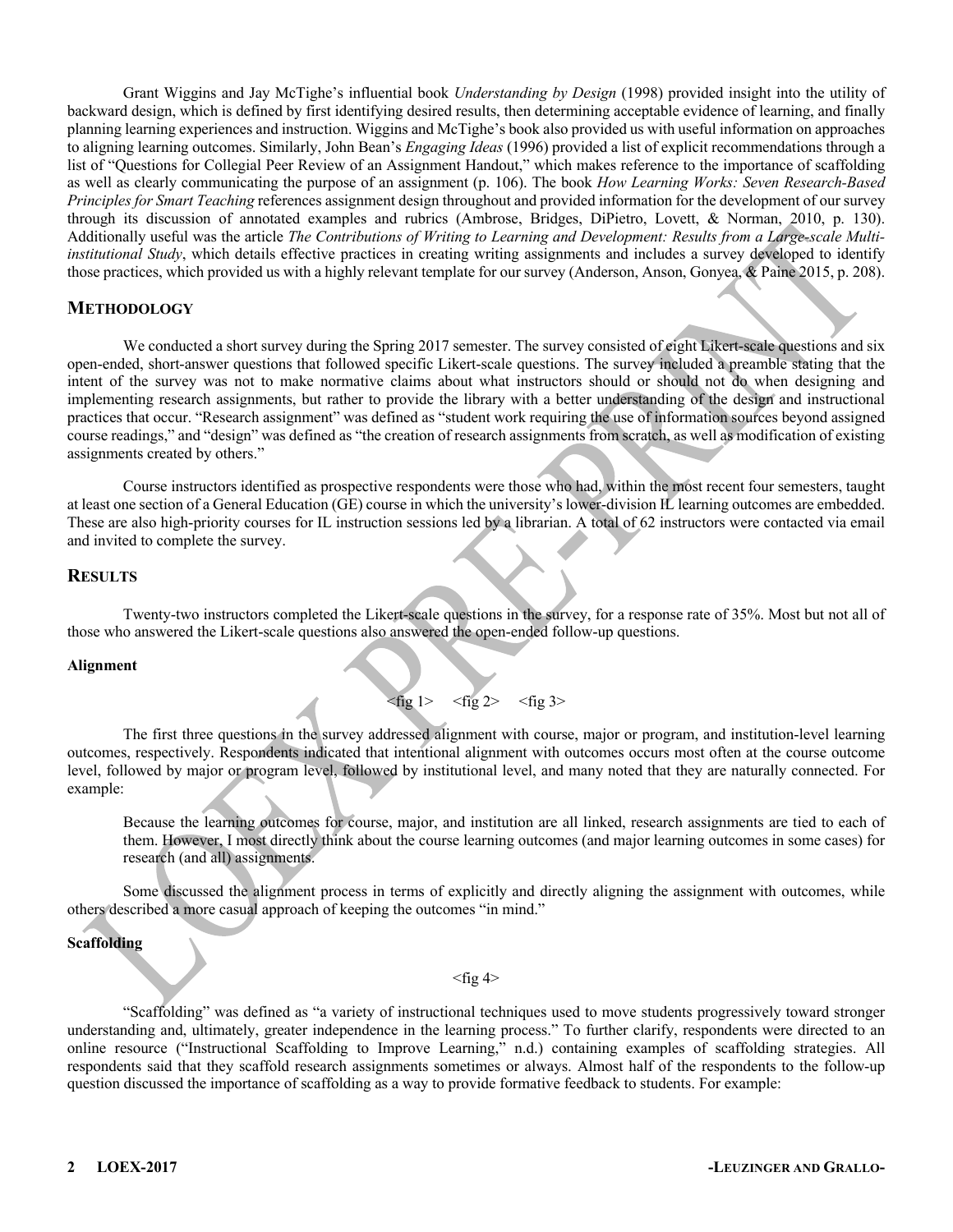Grant Wiggins and Jay McTighe's influential book *Understanding by Design* (1998) provided insight into the utility of backward design, which is defined by first identifying desired results, then determining acceptable evidence of learning, and finally planning learning experiences and instruction. Wiggins and McTighe's book also provided us with useful information on approaches to aligning learning outcomes. Similarly, John Bean's *Engaging Ideas* (1996) provided a list of explicit recommendations through a list of "Questions for Collegial Peer Review of an Assignment Handout," which makes reference to the importance of scaffolding as well as clearly communicating the purpose of an assignment (p. 106). The book *How Learning Works: Seven Research-Based Principles for Smart Teaching* references assignment design throughout and provided information for the development of our survey through its discussion of annotated examples and rubrics (Ambrose, Bridges, DiPietro, Lovett, & Norman, 2010, p. 130). Additionally useful was the article *The Contributions of Writing to Learning and Development: Results from a Large-scale Multi-institutional Study*, which details effective practices in creating writing assignments and includes a survey developed to identify those practices, which provided us with a highly relevant template for our survey (Anderson, Anson, Gonyea, & Paine 2015, p. 208).

## METHODOLOGY

We conducted a short survey during the Spring 2017 semester. The survey consisted of eight Likert-scale questions and six open-ended, short-answer questions that followed specific Likert-scale questions. The survey included a preamble stating that the intent of the survey was not to make normative claims about what instructors should or should not do when designing and implementing research assignments, but rather to provide the library with a better understanding of the design and instructional practices that occur. "Research assignment" was defined as "student work requiring the use of information sources beyond assigned course readings," and "design" was defined as "the creation of research assignments from scratch, as well as modification of existing assignments created by others."

Course instructors identified as prospective respondents were those who had, within the most recent four semesters, taught at least one section of a General Education (GE) course in which the university's lower-division IL learning outcomes are embedded. These are also high-priority courses for IL instruction sessions led by a librarian. A total of 62 instructors were contacted via email and invited to complete the survey.

## RESULTS

Twenty-two instructors completed the Likert-scale questions in the survey, for a response rate of 35%. Most but not all of those who answered the Likert-scale questions also answered the open-ended follow-up questions.

### Alignment

<fig 1> <fig 2> <fig 3>

The first three questions in the survey addressed alignment with course, major or program, and institution-level learning outcomes, respectively. Respondents indicated that intentional alignment with outcomes occurs most often at the course outcome level, followed by major or program level, followed by institutional level, and many noted that they are naturally connected. For example:

> Because the learning outcomes for course, major, and institution are all linked, research assignments are tied to each of them. However, I most directly think about the course learning outcomes (and major learning outcomes in some cases) for research (and all) assignments.

Some discussed the alignment process in terms of explicitly and directly aligning the assignment with outcomes, while others described a more casual approach of keeping the outcomes "in mind."

### Scaffolding

<fig 4>

"Scaffolding" was defined as "a variety of instructional techniques used to move students progressively toward stronger understanding and, ultimately, greater independence in the learning process." To further clarify, respondents were directed to an online resource ("Instructional Scaffolding to Improve Learning," n.d.) containing examples of scaffolding strategies. All respondents said that they scaffold research assignments sometimes or always. Almost half of the respondents to the follow-up question discussed the importance of scaffolding as a way to provide formative feedback to students. For example: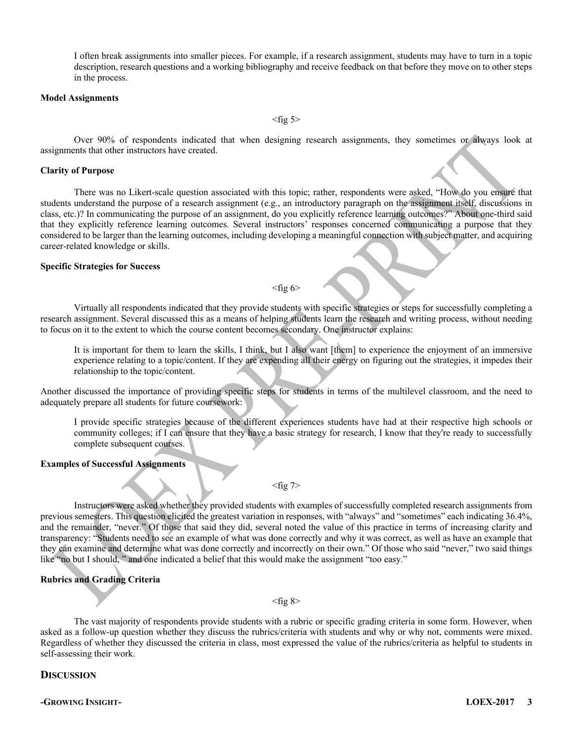I often break assignments into smaller pieces. For example, if a research assignment, students may have to turn in a topic description, research questions and a working bibliography and receive feedback on that before they move on to other steps in the process.

**Model Assignments**

<fig 5>

Over 90% of respondents indicated that when designing research assignments, they sometimes or always look at assignments that other instructors have created.

**Clarity of Purpose**

There was no Likert-scale question associated with this topic; rather, respondents were asked, "How do you ensure that students understand the purpose of a research assignment (e.g., an introductory paragraph on the assignment itself, discussions in class, etc.)? In communicating the purpose of an assignment, do you explicitly reference learning outcomes?" About one-third said that they explicitly reference learning outcomes. Several instructors' responses concerned communicating a purpose that they considered to be larger than the learning outcomes, including developing a meaningful connection with subject matter, and acquiring career-related knowledge or skills.

**Specific Strategies for Success**

<fig 6>

Virtually all respondents indicated that they provide students with specific strategies or steps for successfully completing a research assignment. Several discussed this as a means of helping students learn the research and writing process, without needing to focus on it to the extent to which the course content becomes secondary. One instructor explains:

> It is important for them to learn the skills, I think, but I also want [them] to experience the enjoyment of an immersive experience relating to a topic/content. If they are expending all their energy on figuring out the strategies, it impedes their relationship to the topic/content.

Another discussed the importance of providing specific steps for students in terms of the multilevel classroom, and the need to adequately prepare all students for future coursework:

> I provide specific strategies because of the different experiences students have had at their respective high schools or community colleges; if I can ensure that they have a basic strategy for research, I know that they're ready to successfully complete subsequent courses.

**Examples of Successful Assignments**

<fig 7>

Instructors were asked whether they provided students with examples of successfully completed research assignments from previous semesters. This question elicited the greatest variation in responses, with "always" and "sometimes" each indicating 36.4%, and the remainder, "never." Of those that said they did, several noted the value of this practice in terms of increasing clarity and transparency: "Students need to see an example of what was done correctly and why it was correct, as well as have an example that they can examine and determine what was done correctly and incorrectly on their own." Of those who said "never," two said things like "no but I should, " and one indicated a belief that this would make the assignment "too easy."

**Rubrics and Grading Criteria**

<fig 8>

The vast majority of respondents provide students with a rubric or specific grading criteria in some form. However, when asked as a follow-up question whether they discuss the rubrics/criteria with students and why or why not, comments were mixed. Regardless of whether they discussed the criteria in class, most expressed the value of the rubrics/criteria as helpful to students in self-assessing their work.

## DISCUSSION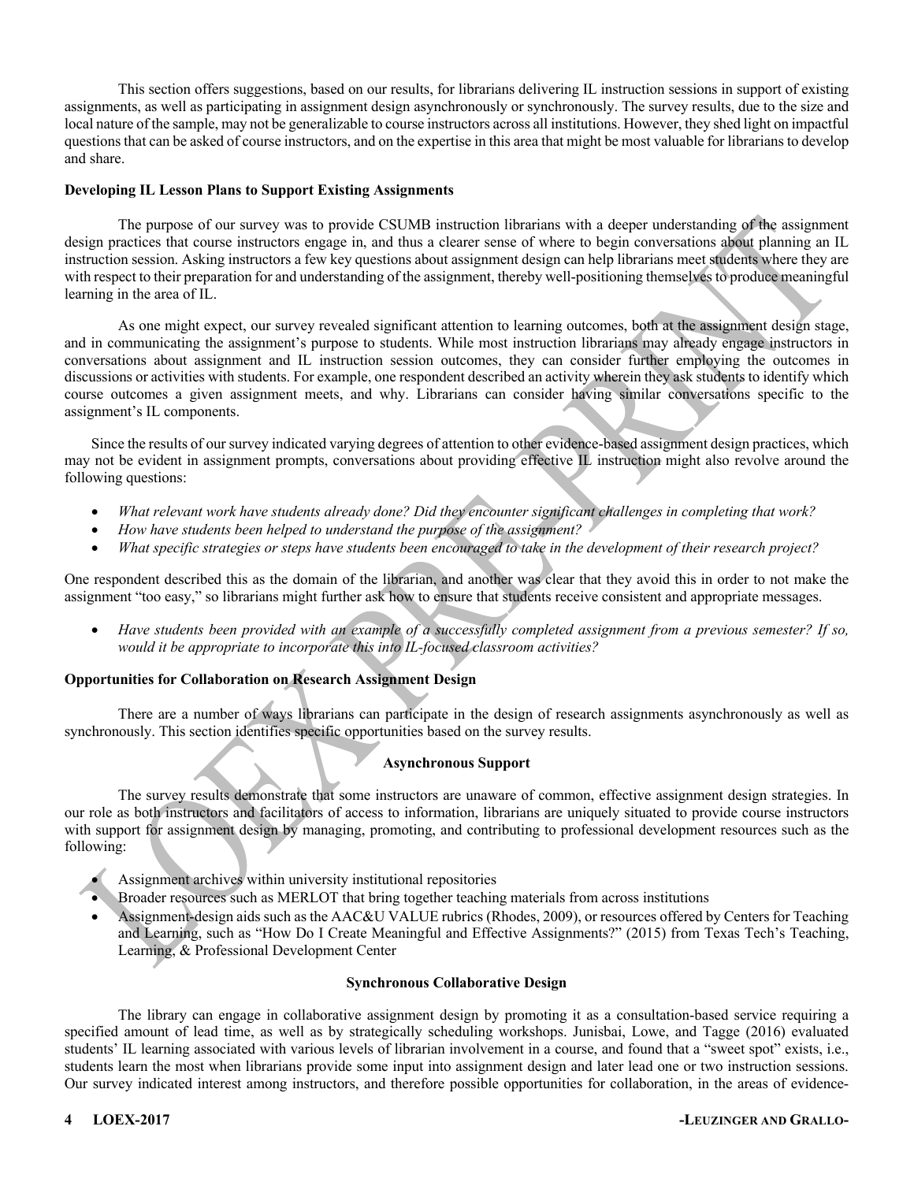This section offers suggestions, based on our results, for librarians delivering IL instruction sessions in support of existing assignments, as well as participating in assignment design asynchronously or synchronously. The survey results, due to the size and local nature of the sample, may not be generalizable to course instructors across all institutions. However, they shed light on impactful questions that can be asked of course instructors, and on the expertise in this area that might be most valuable for librarians to develop and share.

**Developing IL Lesson Plans to Support Existing Assignments**

The purpose of our survey was to provide CSUMB instruction librarians with a deeper understanding of the assignment design practices that course instructors engage in, and thus a clearer sense of where to begin conversations about planning an IL instruction session. Asking instructors a few key questions about assignment design can help librarians meet students where they are with respect to their preparation for and understanding of the assignment, thereby well-positioning themselves to produce meaningful learning in the area of IL.

As one might expect, our survey revealed significant attention to learning outcomes, both at the assignment design stage, and in communicating the assignment's purpose to students. While most instruction librarians may already engage instructors in conversations about assignment and IL instruction session outcomes, they can consider further employing the outcomes in discussions or activities with students. For example, one respondent described an activity wherein they ask students to identify which course outcomes a given assignment meets, and why. Librarians can consider having similar conversations specific to the assignment's IL components.

Since the results of our survey indicated varying degrees of attention to other evidence-based assignment design practices, which may not be evident in assignment prompts, conversations about providing effective IL instruction might also revolve around the following questions:

- *What relevant work have students already done? Did they encounter significant challenges in completing that work?*
- *How have students been helped to understand the purpose of the assignment?*
- *What specific strategies or steps have students been encouraged to take in the development of their research project?*

One respondent described this as the domain of the librarian, and another was clear that they avoid this in order to not make the assignment "too easy," so librarians might further ask how to ensure that students receive consistent and appropriate messages.

- *Have students been provided with an example of a successfully completed assignment from a previous semester? If so, would it be appropriate to incorporate this into IL-focused classroom activities?*

**Opportunities for Collaboration on Research Assignment Design**

There are a number of ways librarians can participate in the design of research assignments asynchronously as well as synchronously. This section identifies specific opportunities based on the survey results.

**Asynchronous Support**

The survey results demonstrate that some instructors are unaware of common, effective assignment design strategies. In our role as both instructors and facilitators of access to information, librarians are uniquely situated to provide course instructors with support for assignment design by managing, promoting, and contributing to professional development resources such as the following:

- Assignment archives within university institutional repositories
- Broader resources such as MERLOT that bring together teaching materials from across institutions
- Assignment-design aids such as the AAC&U VALUE rubrics (Rhodes, 2009), or resources offered by Centers for Teaching and Learning, such as "How Do I Create Meaningful and Effective Assignments?" (2015) from Texas Tech's Teaching, Learning, & Professional Development Center

**Synchronous Collaborative Design**

The library can engage in collaborative assignment design by promoting it as a consultation-based service requiring a specified amount of lead time, as well as by strategically scheduling workshops. Junisbai, Lowe, and Tagge (2016) evaluated students' IL learning associated with various levels of librarian involvement in a course, and found that a "sweet spot" exists, i.e., students learn the most when librarians provide some input into assignment design and later lead one or two instruction sessions. Our survey indicated interest among instructors, and therefore possible opportunities for collaboration, in the areas of evidence-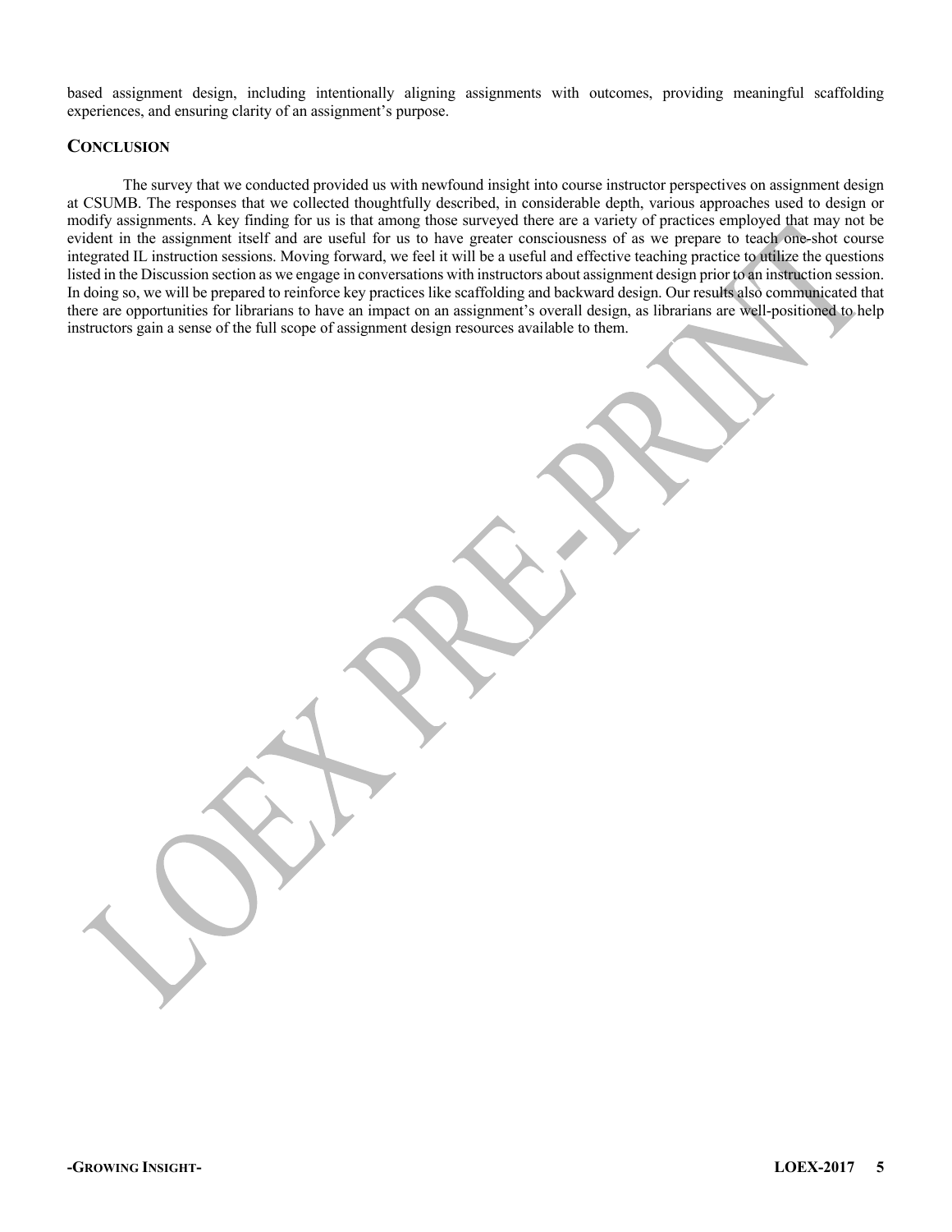based assignment design, including intentionally aligning assignments with outcomes, providing meaningful scaffolding experiences, and ensuring clarity of an assignment's purpose.

## Conclusion

The survey that we conducted provided us with newfound insight into course instructor perspectives on assignment design at CSUMB. The responses that we collected thoughtfully described, in considerable depth, various approaches used to design or modify assignments. A key finding for us is that among those surveyed there are a variety of practices employed that may not be evident in the assignment itself and are useful for us to have greater consciousness of as we prepare to teach one-shot course integrated IL instruction sessions. Moving forward, we feel it will be a useful and effective teaching practice to utilize the questions listed in the Discussion section as we engage in conversations with instructors about assignment design prior to an instruction session. In doing so, we will be prepared to reinforce key practices like scaffolding and backward design. Our results also communicated that there are opportunities for librarians to have an impact on an assignment's overall design, as librarians are well-positioned to help instructors gain a sense of the full scope of assignment design resources available to them.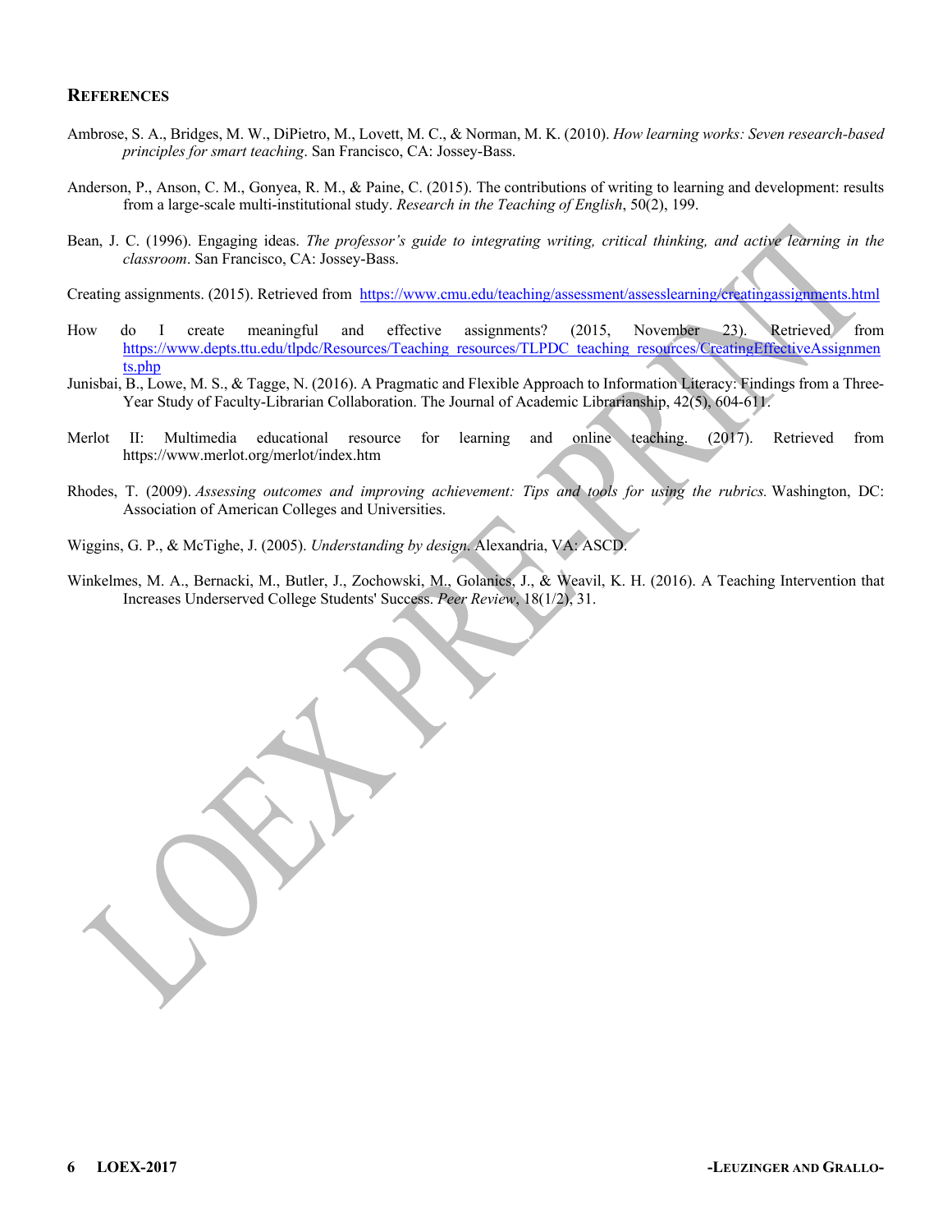## REFERENCES

Ambrose, S. A., Bridges, M. W., DiPietro, M., Lovett, M. C., & Norman, M. K. (2010). *How learning works: Seven research-based principles for smart teaching*. San Francisco, CA: Jossey-Bass.

Anderson, P., Anson, C. M., Gonyea, R. M., & Paine, C. (2015). The contributions of writing to learning and development: results from a large-scale multi-institutional study. *Research in the Teaching of English*, 50(2), 199.

Bean, J. C. (1996). Engaging ideas. *The professor's guide to integrating writing, critical thinking, and active learning in the classroom*. San Francisco, CA: Jossey-Bass.

Creating assignments. (2015). Retrieved from https://www.cmu.edu/teaching/assessment/assesslearning/creatingassignments.html

How do I create meaningful and effective assignments? (2015, November 23). Retrieved from https://www.depts.ttu.edu/tlpdc/Resources/Teaching_resources/TLPDC_teaching_resources/CreatingEffectiveAssignments.php

Junisbai, B., Lowe, M. S., & Tagge, N. (2016). A Pragmatic and Flexible Approach to Information Literacy: Findings from a Three-Year Study of Faculty-Librarian Collaboration. The Journal of Academic Librarianship, 42(5), 604-611.

Merlot II: Multimedia educational resource for learning and online teaching. (2017). Retrieved from https://www.merlot.org/merlot/index.htm

Rhodes, T. (2009). *Assessing outcomes and improving achievement: Tips and tools for using the rubrics.* Washington, DC: Association of American Colleges and Universities.

Wiggins, G. P., & McTighe, J. (2005). *Understanding by design.* Alexandria, VA: ASCD.

Winkelmes, M. A., Bernacki, M., Butler, J., Zochowski, M., Golanics, J., & Weavil, K. H. (2016). A Teaching Intervention that Increases Underserved College Students' Success. *Peer Review*, 18(1/2), 31.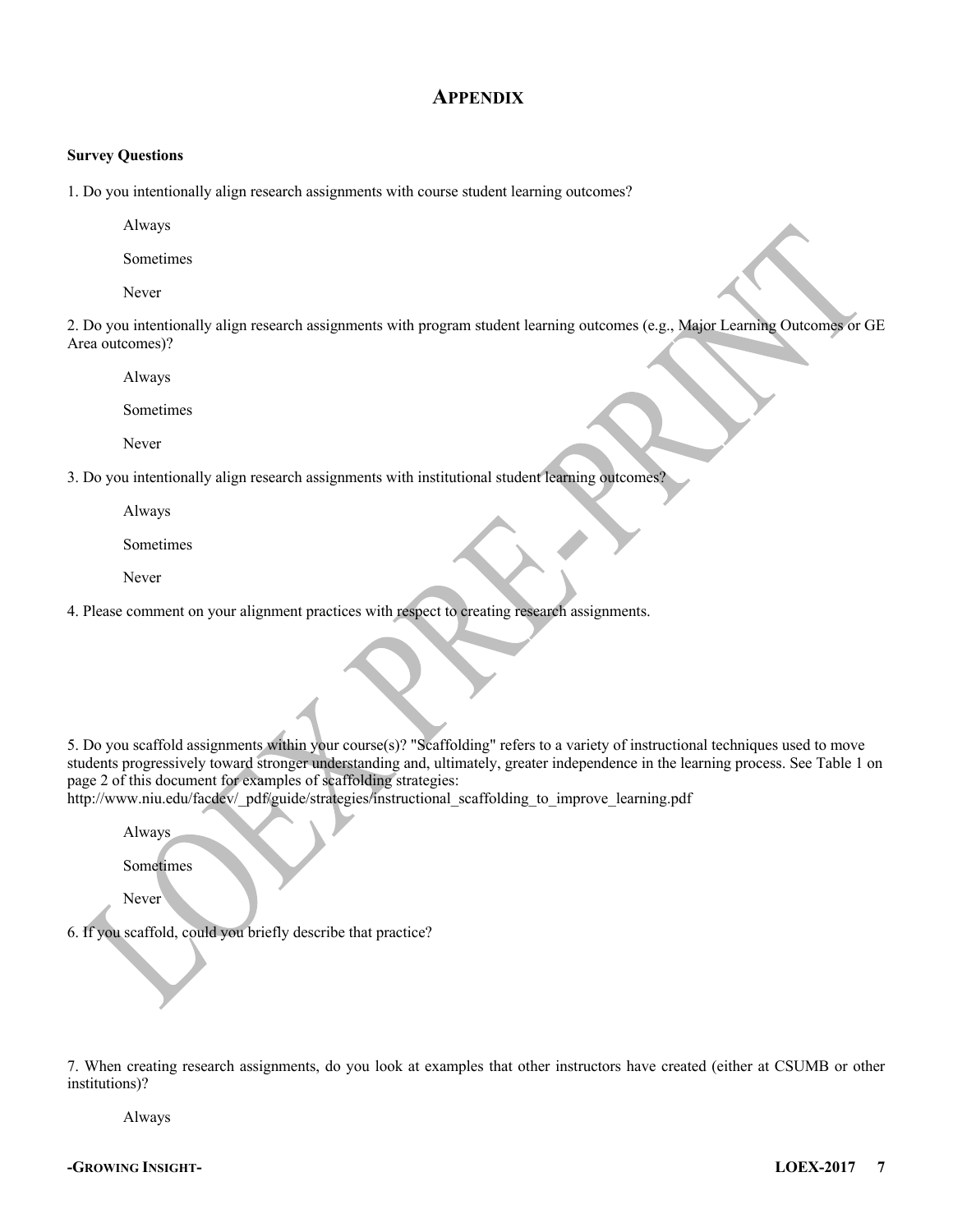## APPENDIX

**Survey Questions**

1. Do you intentionally align research assignments with course student learning outcomes?

Always

Sometimes

Never

2. Do you intentionally align research assignments with program student learning outcomes (e.g., Major Learning Outcomes or GE Area outcomes)?

Always

Sometimes

Never

3. Do you intentionally align research assignments with institutional student learning outcomes?

Always

Sometimes

Never

4. Please comment on your alignment practices with respect to creating research assignments.

5. Do you scaffold assignments within your course(s)? "Scaffolding" refers to a variety of instructional techniques used to move students progressively toward stronger understanding and, ultimately, greater independence in the learning process. See Table 1 on page 2 of this document for examples of scaffolding strategies: http://www.niu.edu/facdev/_pdf/guide/strategies/instructional_scaffolding_to_improve_learning.pdf

Always

Sometimes

Never

6. If you scaffold, could you briefly describe that practice?

7. When creating research assignments, do you look at examples that other instructors have created (either at CSUMB or other institutions)?

Always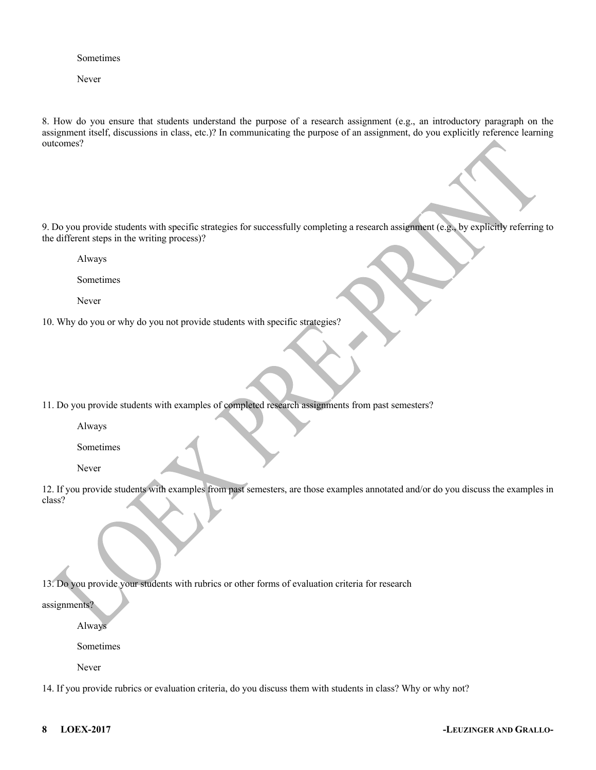Sometimes

Never

8. How do you ensure that students understand the purpose of a research assignment (e.g., an introductory paragraph on the assignment itself, discussions in class, etc.)? In communicating the purpose of an assignment, do you explicitly reference learning outcomes?

9. Do you provide students with specific strategies for successfully completing a research assignment (e.g., by explicitly referring to the different steps in the writing process)?

Always

Sometimes

Never

10. Why do you or why do you not provide students with specific strategies?

11. Do you provide students with examples of completed research assignments from past semesters?

Always

Sometimes

Never

12. If you provide students with examples from past semesters, are those examples annotated and/or do you discuss the examples in class?

13. Do you provide your students with rubrics or other forms of evaluation criteria for research assignments?

Always

Sometimes

Never

14. If you provide rubrics or evaluation criteria, do you discuss them with students in class? Why or why not?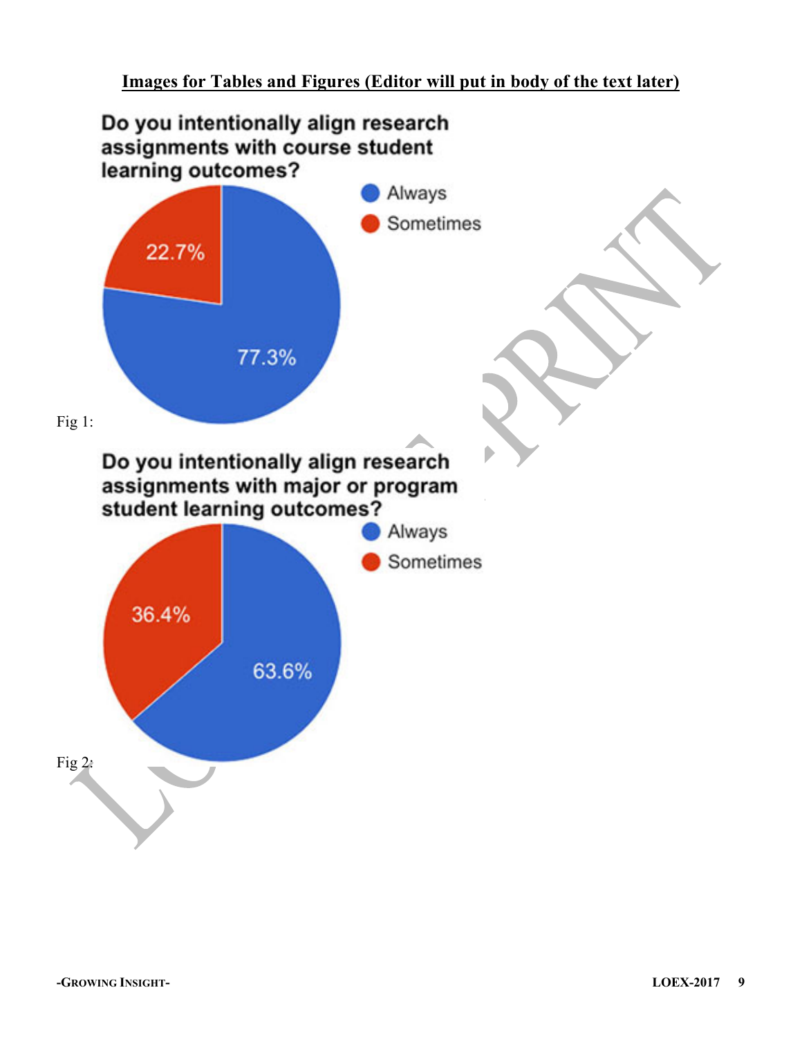**Images for Tables and Figures (Editor will put in body of the text later)**

**Do you intentionally align research assignments with course student learning outcomes?**

- Always: 77.3%
- Sometimes: 22.7%

Fig 1:

**Do you intentionally align research assignments with major or program student learning outcomes?**

- Always: 63.6%
- Sometimes: 36.4%

Fig 2: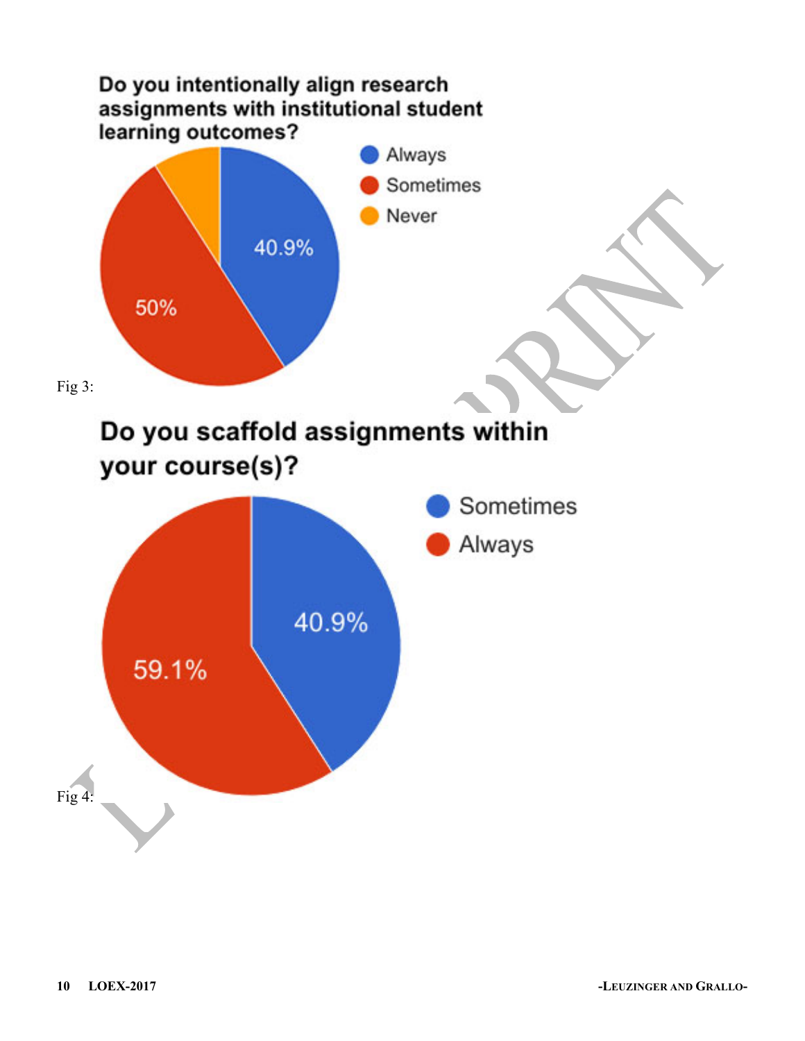Do you intentionally align research assignments with institutional student learning outcomes?

- Always: 40.9%
- Sometimes: 50%
- Never

Fig 3:

Do you scaffold assignments within your course(s)?

- Sometimes: 40.9%
- Always: 59.1%

Fig 4: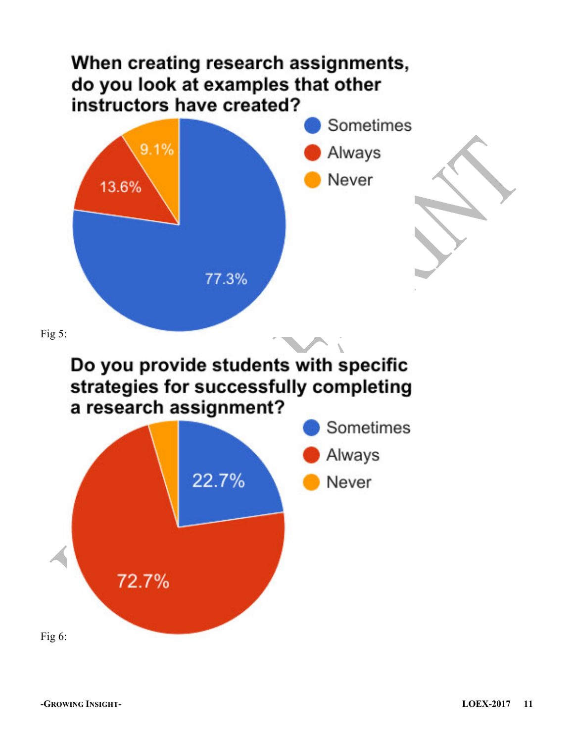When creating research assignments, do you look at examples that other instructors have created?

| Response | Percentage |
| --- | --- |
| Sometimes | 77.3% |
| Always | 13.6% |
| Never | 9.1% |

Fig 5:

Do you provide students with specific strategies for successfully completing a research assignment?

| Response | Percentage |
| --- | --- |
| Sometimes | 22.7% |
| Always | 72.7% |
| Never | |

Fig 6: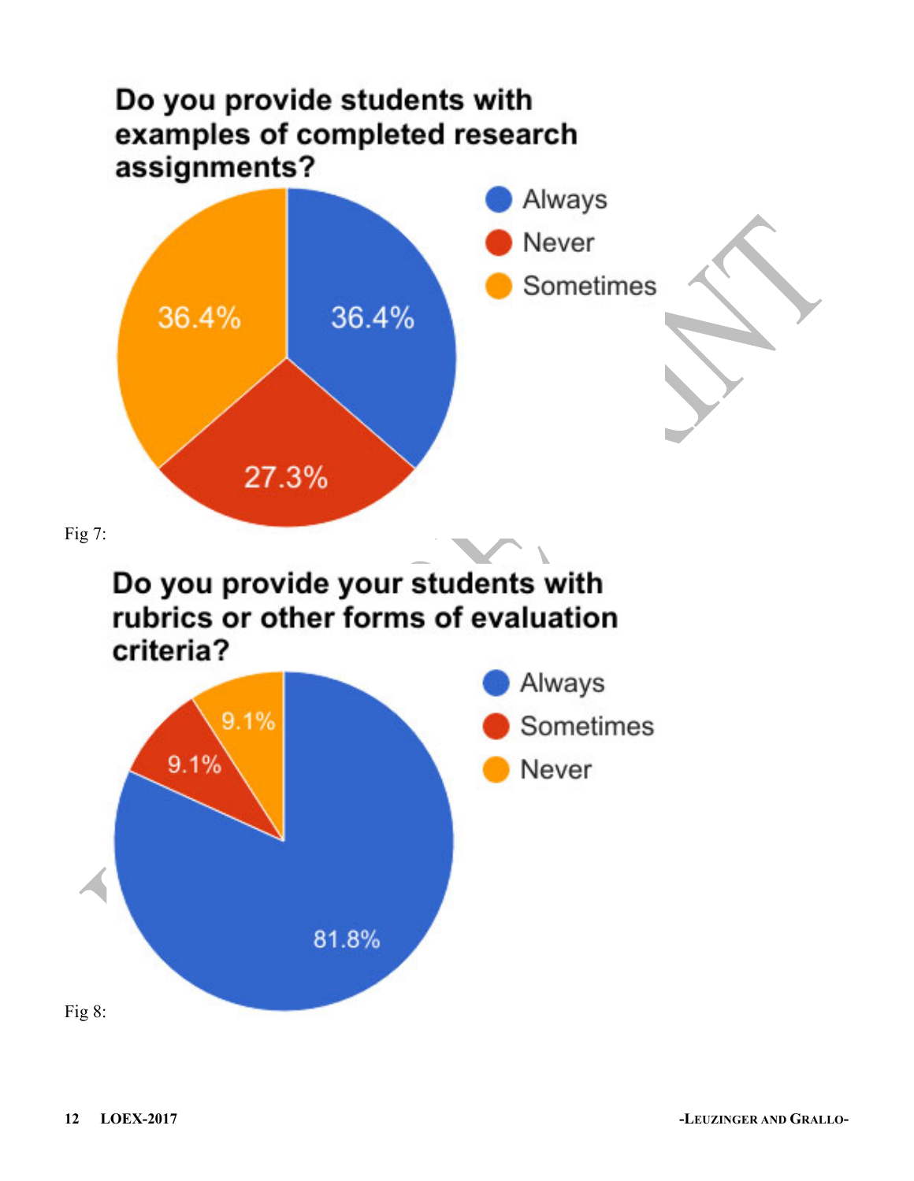Do you provide students with examples of completed research assignments?

Always

Never

Sometimes

36.4%

36.4%

27.3%

Fig 7:

Do you provide your students with rubrics or other forms of evaluation criteria?

Always

Sometimes

Never

9.1%

9.1%

81.8%

Fig 8: